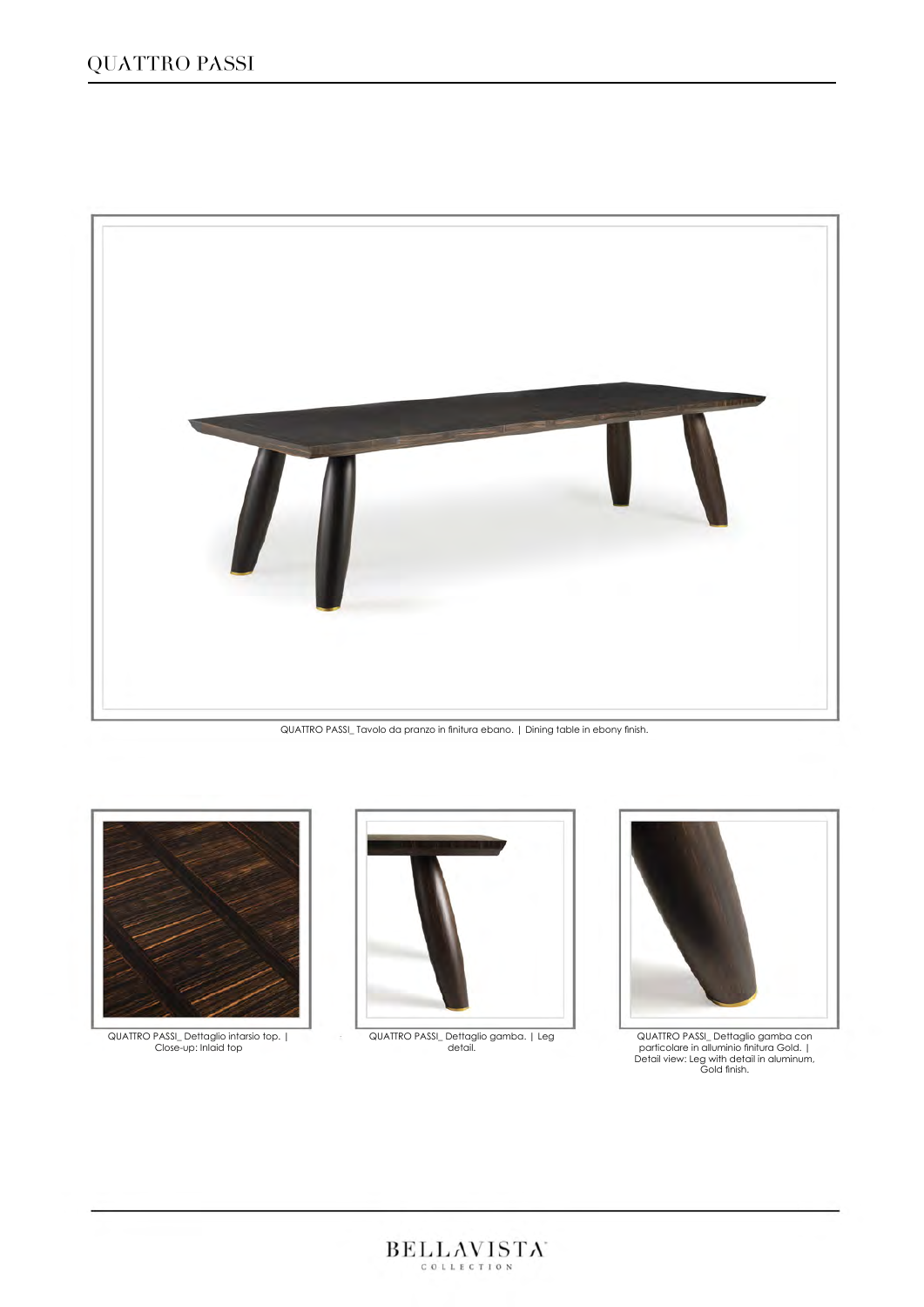# QUATTRO PASSI

QUATTRO PASSI_ Tavolo da pranzo in finitura ebano. | Dining table in ebony finish.

QUATTRO PASSI_ Dettaglio intarsio top. | Close-up: Inlaid top

QUATTRO PASSI_ Dettaglio gamba. | Leg detail.

QUATTRO PASSI_ Dettaglio gamba con particolare in alluminio finitura Gold. | Detail view: Leg with detail in aluminum, Gold finish.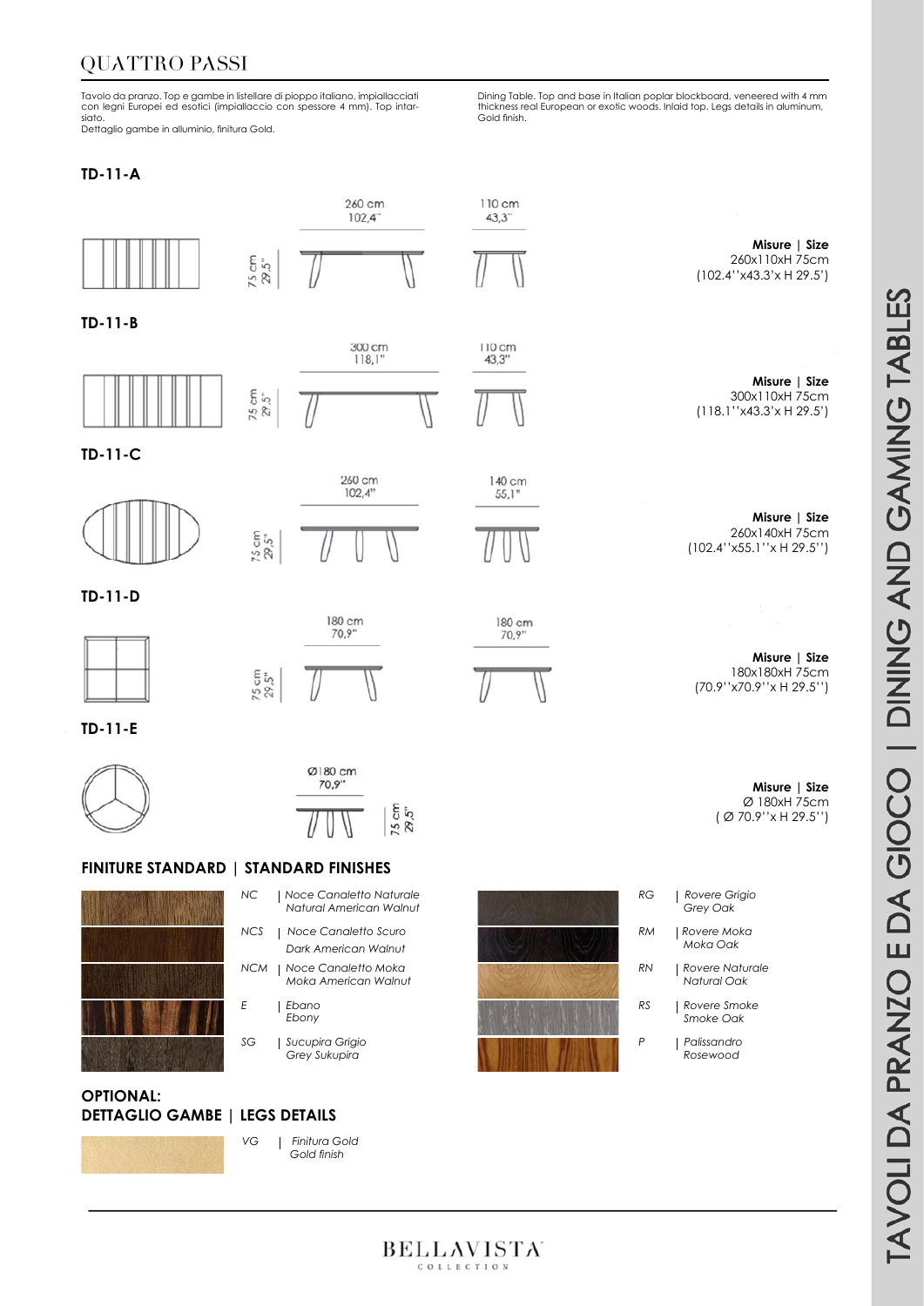# QUATTRO PASSI

Tavolo da pranzo. Top e gambe in listellare di pioppo italiano, impiallacciati con legni Europei ed esotici (impiallaccio con spessore 4 mm). Top intarsiato.
Dettaglio gambe in alluminio, finitura Gold.

Dining Table. Top and base in Italian poplar blockboard, veneered with 4 mm thickness real European or exotic woods. Inlaid top. Legs details in aluminum, Gold finish.

## TD-11-A

260 cm
102,4"

110 cm
43,3"

75 cm
29,5"

**Misure | Size**
260x110xH 75cm
(102.4''x43.3'x H 29.5')

## TD-11-B

300 cm
118,1"

110 cm
43,3"

75 cm
29,5"

**Misure | Size**
300x110xH 75cm
(118.1''x43.3'x H 29.5')

## TD-11-C

260 cm
102,4"

140 cm
55,1"

75 cm
29,5"

**Misure | Size**
260x140xH 75cm
(102.4''x55.1''x H 29.5'')

## TD-11-D

180 cm
70,9"

180 cm
70,9"

75 cm
29,5"

**Misure | Size**
180x180xH 75cm
(70.9''x70.9''x H 29.5'')

## TD-11-E

Ø180 cm
70,9"

75 cm
29,5"

**Misure | Size**
Ø 180xH 75cm
( Ø 70.9''x H 29.5'')

## FINITURE STANDARD | STANDARD FINISHES

| | |
|---|---|
| NC | Noce Canaletto Naturale<br>*Natural American Walnut* |
| NCS | Noce Canaletto Scuro<br>*Dark American Walnut* |
| NCM | Noce Canaletto Moka<br>*Moka American Walnut* |
| E | Ebano<br>*Ebony* |
| SG | Sucupira Grigio<br>*Grey Sukupira* |
| RG | Rovere Grigio<br>*Grey Oak* |
| RM | Rovere Moka<br>*Moka Oak* |
| RN | Rovere Naturale<br>*Natural Oak* |
| RS | Rovere Smoke<br>*Smoke Oak* |
| P | Palissandro<br>*Rosewood* |

## OPTIONAL:
## DETTAGLIO GAMBE | LEGS DETAILS

| | |
|---|---|
| VG | Finitura Gold<br>*Gold finish* |